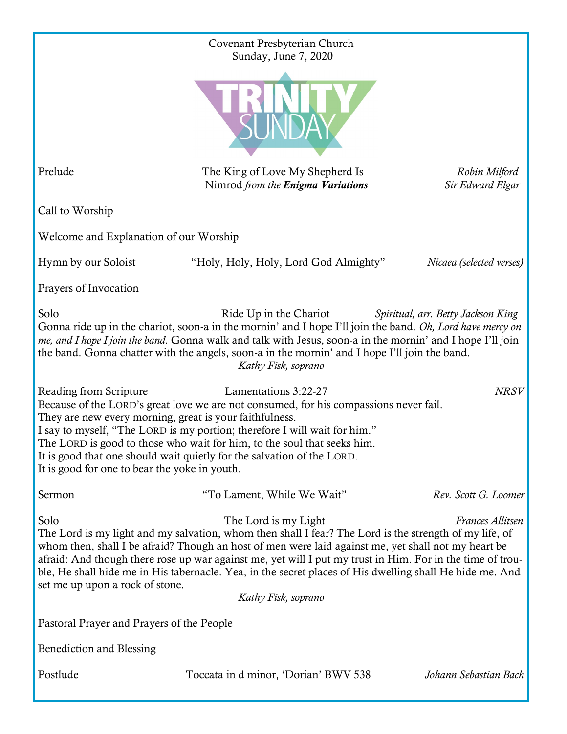Covenant Presbyterian Church
Sunday, June 7, 2020

TRINITY SUNDAY

Prelude — The King of Love My Shepherd Is — *Robin Milford*
Nimrod *from the* ***Enigma Variations*** — *Sir Edward Elgar*

Call to Worship

Welcome and Explanation of our Worship

Hymn by our Soloist — "Holy, Holy, Holy, Lord God Almighty" — *Nicaea (selected verses)*

Prayers of Invocation

Solo — Ride Up in the Chariot — *Spiritual, arr. Betty Jackson King*

Gonna ride up in the chariot, soon-a in the mornin' and I hope I'll join the band. *Oh, Lord have mercy on me, and I hope I join the band.* Gonna walk and talk with Jesus, soon-a in the mornin' and I hope I'll join the band. Gonna chatter with the angels, soon-a in the mornin' and I hope I'll join the band.

*Kathy Fisk, soprano*

Reading from Scripture — Lamentations 3:22-27 — *NRSV*

Because of the LORD's great love we are not consumed, for his compassions never fail.
They are new every morning, great is your faithfulness.
I say to myself, "The LORD is my portion; therefore I will wait for him."
The LORD is good to those who wait for him, to the soul that seeks him.
It is good that one should wait quietly for the salvation of the LORD.
It is good for one to bear the yoke in youth.

Sermon — "To Lament, While We Wait" — *Rev. Scott G. Loomer*

Solo — The Lord is my Light — *Frances Allitsen*

The Lord is my light and my salvation, whom then shall I fear? The Lord is the strength of my life, of whom then, shall I be afraid? Though an host of men were laid against me, yet shall not my heart be afraid: And though there rose up war against me, yet will I put my trust in Him. For in the time of trouble, He shall hide me in His tabernacle. Yea, in the secret places of His dwelling shall He hide me. And set me up upon a rock of stone.

*Kathy Fisk, soprano*

Pastoral Prayer and Prayers of the People

Benediction and Blessing

Postlude — Toccata in d minor, 'Dorian' BWV 538 — *Johann Sebastian Bach*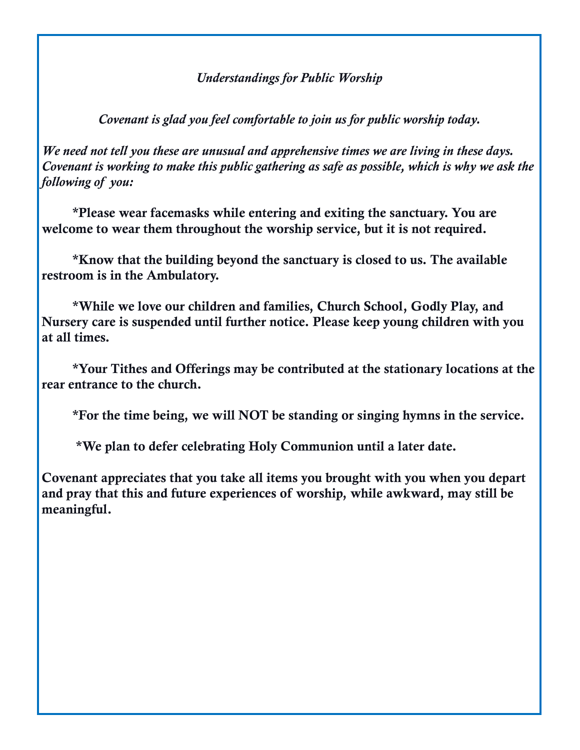*Understandings for Public Worship*

*Covenant is glad you feel comfortable to join us for public worship today.*

*We need not tell you these are unusual and apprehensive times we are living in these days. Covenant is working to make this public gathering as safe as possible, which is why we ask the following of you:*

**\*Please wear facemasks while entering and exiting the sanctuary. You are welcome to wear them throughout the worship service, but it is not required.**

**\*Know that the building beyond the sanctuary is closed to us. The available restroom is in the Ambulatory.**

**\*While we love our children and families, Church School, Godly Play, and Nursery care is suspended until further notice. Please keep young children with you at all times.**

**\*Your Tithes and Offerings may be contributed at the stationary locations at the rear entrance to the church.**

**\*For the time being, we will NOT be standing or singing hymns in the service.**

**\*We plan to defer celebrating Holy Communion until a later date.**

**Covenant appreciates that you take all items you brought with you when you depart and pray that this and future experiences of worship, while awkward, may still be meaningful.**